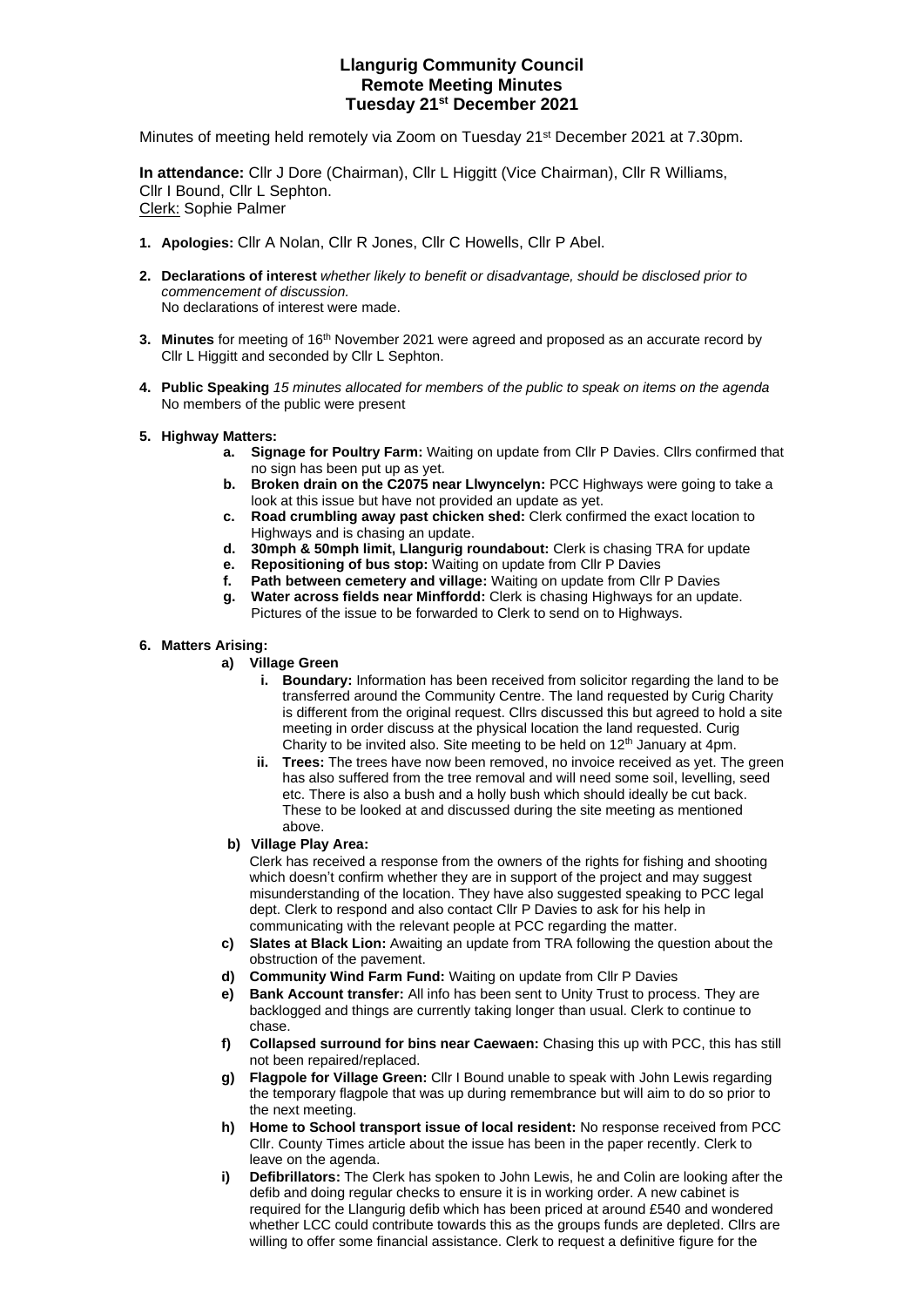# Llangurig Community Council
## Remote Meeting Minutes
## Tuesday 21st December 2021

Minutes of meeting held remotely via Zoom on Tuesday 21st December 2021 at 7.30pm.

**In attendance:** Cllr J Dore (Chairman), Cllr L Higgitt (Vice Chairman), Cllr R Williams, Cllr I Bound, Cllr L Sephton.
Clerk: Sophie Palmer

1. **Apologies:** Cllr A Nolan, Cllr R Jones, Cllr C Howells, Cllr P Abel.

2. **Declarations of interest** *whether likely to benefit or disadvantage, should be disclosed prior to commencement of discussion.*
No declarations of interest were made.

3. **Minutes** for meeting of 16th November 2021 were agreed and proposed as an accurate record by Cllr L Higgitt and seconded by Cllr L Sephton.

4. **Public Speaking** *15 minutes allocated for members of the public to speak on items on the agenda*
No members of the public were present

5. **Highway Matters:**
   - **a. Signage for Poultry Farm:** Waiting on update from Cllr P Davies. Cllrs confirmed that no sign has been put up as yet.
   - **b. Broken drain on the C2075 near Llwyncelyn:** PCC Highways were going to take a look at this issue but have not provided an update as yet.
   - **c. Road crumbling away past chicken shed:** Clerk confirmed the exact location to Highways and is chasing an update.
   - **d. 30mph & 50mph limit, Llangurig roundabout:** Clerk is chasing TRA for update
   - **e. Repositioning of bus stop:** Waiting on update from Cllr P Davies
   - **f. Path between cemetery and village:** Waiting on update from Cllr P Davies
   - **g. Water across fields near Minffordd:** Clerk is chasing Highways for an update. Pictures of the issue to be forwarded to Clerk to send on to Highways.

6. **Matters Arising:**
   - **a) Village Green**
     - **i. Boundary:** Information has been received from solicitor regarding the land to be transferred around the Community Centre. The land requested by Curig Charity is different from the original request. Cllrs discussed this but agreed to hold a site meeting in order discuss at the physical location the land requested. Curig Charity to be invited also. Site meeting to be held on 12th January at 4pm.
     - **ii. Trees:** The trees have now been removed, no invoice received as yet. The green has also suffered from the tree removal and will need some soil, levelling, seed etc. There is also a bush and a holly bush which should ideally be cut back. These to be looked at and discussed during the site meeting as mentioned above.
   - **b) Village Play Area:**
   Clerk has received a response from the owners of the rights for fishing and shooting which doesn't confirm whether they are in support of the project and may suggest misunderstanding of the location. They have also suggested speaking to PCC legal dept. Clerk to respond and also contact Cllr P Davies to ask for his help in communicating with the relevant people at PCC regarding the matter.
   - **c) Slates at Black Lion:** Awaiting an update from TRA following the question about the obstruction of the pavement.
   - **d) Community Wind Farm Fund:** Waiting on update from Cllr P Davies
   - **e) Bank Account transfer:** All info has been sent to Unity Trust to process. They are backlogged and things are currently taking longer than usual. Clerk to continue to chase.
   - **f) Collapsed surround for bins near Caewaen:** Chasing this up with PCC, this has still not been repaired/replaced.
   - **g) Flagpole for Village Green:** Cllr I Bound unable to speak with John Lewis regarding the temporary flagpole that was up during remembrance but will aim to do so prior to the next meeting.
   - **h) Home to School transport issue of local resident:** No response received from PCC Cllr. County Times article about the issue has been in the paper recently. Clerk to leave on the agenda.
   - **i) Defibrillators:** The Clerk has spoken to John Lewis, he and Colin are looking after the defib and doing regular checks to ensure it is in working order. A new cabinet is required for the Llangurig defib which has been priced at around £540 and wondered whether LCC could contribute towards this as the groups funds are depleted. Cllrs are willing to offer some financial assistance. Clerk to request a definitive figure for the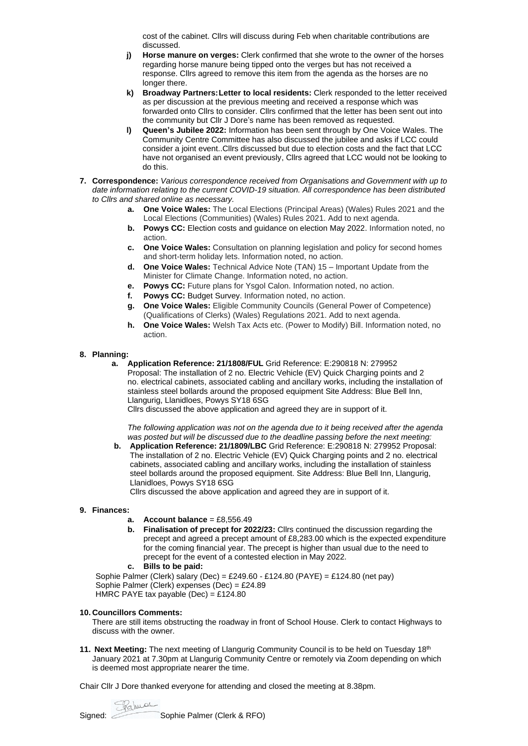cost of the cabinet. Cllrs will discuss during Feb when charitable contributions are discussed.

j) **Horse manure on verges:** Clerk confirmed that she wrote to the owner of the horses regarding horse manure being tipped onto the verges but has not received a response. Cllrs agreed to remove this item from the agenda as the horses are no longer there.

k) **Broadway Partners:Letter to local residents:** Clerk responded to the letter received as per discussion at the previous meeting and received a response which was forwarded onto Cllrs to consider. Cllrs confirmed that the letter has been sent out into the community but Cllr J Dore's name has been removed as requested.

l) **Queen's Jubilee 2022:** Information has been sent through by One Voice Wales. The Community Centre Committee has also discussed the jubilee and asks if LCC could consider a joint event..Cllrs discussed but due to election costs and the fact that LCC have not organised an event previously, Cllrs agreed that LCC would not be looking to do this.

**7. Correspondence:** *Various correspondence received from Organisations and Government with up to date information relating to the current COVID-19 situation. All correspondence has been distributed to Cllrs and shared online as necessary.*

a. **One Voice Wales:** The Local Elections (Principal Areas) (Wales) Rules 2021 and the Local Elections (Communities) (Wales) Rules 2021. Add to next agenda.

b. **Powys CC:** Election costs and guidance on election May 2022. Information noted, no action.

c. **One Voice Wales:** Consultation on planning legislation and policy for second homes and short-term holiday lets. Information noted, no action.

d. **One Voice Wales:** Technical Advice Note (TAN) 15 – Important Update from the Minister for Climate Change. Information noted, no action.

e. **Powys CC:** Future plans for Ysgol Calon. Information noted, no action.

f. **Powys CC:** Budget Survey. Information noted, no action.

g. **One Voice Wales:** Eligible Community Councils (General Power of Competence) (Qualifications of Clerks) (Wales) Regulations 2021. Add to next agenda.

h. **One Voice Wales:** Welsh Tax Acts etc. (Power to Modify) Bill. Information noted, no action.

**8. Planning:**

a. **Application Reference: 21/1808/FUL** Grid Reference: E:290818 N: 279952
Proposal: The installation of 2 no. Electric Vehicle (EV) Quick Charging points and 2 no. electrical cabinets, associated cabling and ancillary works, including the installation of stainless steel bollards around the proposed equipment Site Address: Blue Bell Inn, Llangurig, Llanidloes, Powys SY18 6SG
Cllrs discussed the above application and agreed they are in support of it.

*The following application was not on the agenda due to it being received after the agenda was posted but will be discussed due to the deadline passing before the next meeting:*

b. **Application Reference: 21/1809/LBC** Grid Reference: E:290818 N: 279952 Proposal: The installation of 2 no. Electric Vehicle (EV) Quick Charging points and 2 no. electrical cabinets, associated cabling and ancillary works, including the installation of stainless steel bollards around the proposed equipment. Site Address: Blue Bell Inn, Llangurig, Llanidloes, Powys SY18 6SG
Cllrs discussed the above application and agreed they are in support of it.

**9. Finances:**

a. **Account balance** = £8,556.49

b. **Finalisation of precept for 2022/23:** Cllrs continued the discussion regarding the precept and agreed a precept amount of £8,283.00 which is the expected expenditure for the coming financial year. The precept is higher than usual due to the need to precept for the event of a contested election in May 2022.

c. **Bills to be paid:**

Sophie Palmer (Clerk) salary (Dec) = £249.60 - £124.80 (PAYE) = £124.80 (net pay)
Sophie Palmer (Clerk) expenses (Dec) = £24.89
HMRC PAYE tax payable (Dec) = £124.80

**10. Councillors Comments:**

There are still items obstructing the roadway in front of School House. Clerk to contact Highways to discuss with the owner.

**11. Next Meeting:** The next meeting of Llangurig Community Council is to be held on Tuesday 18th January 2021 at 7.30pm at Llangurig Community Centre or remotely via Zoom depending on which is deemed most appropriate nearer the time.

Chair Cllr J Dore thanked everyone for attending and closed the meeting at 8.38pm.

Signed: Sophie Palmer (Clerk & RFO)